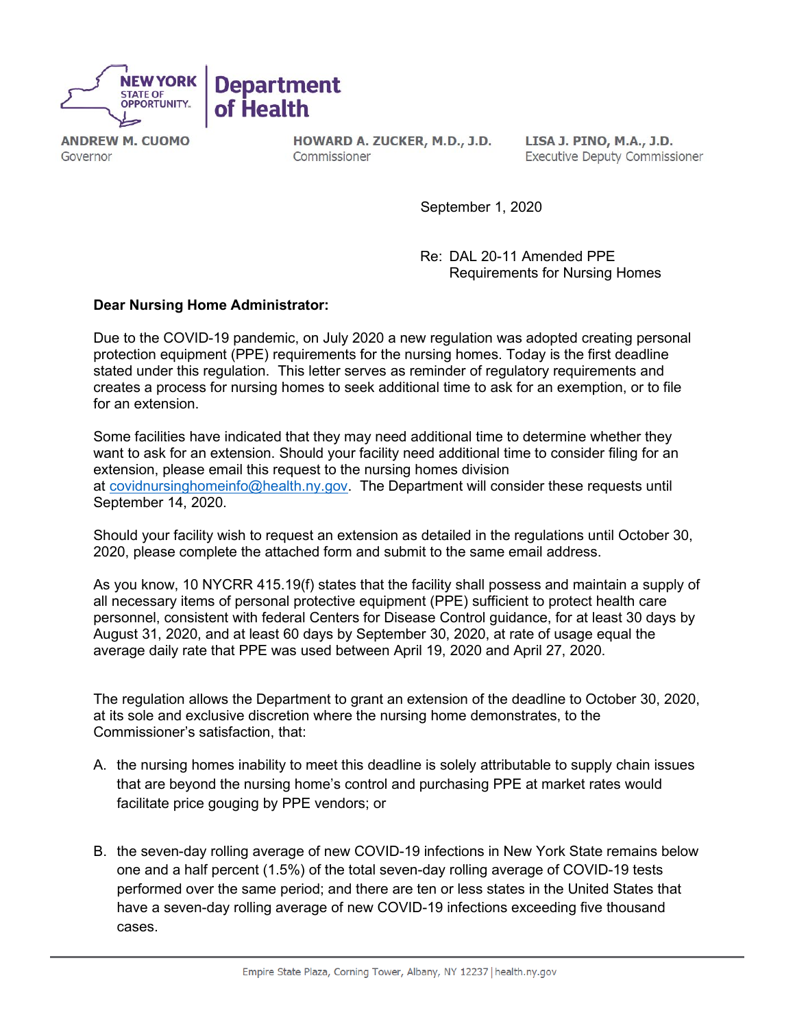NEW YORK STATE OF OPPORTUNITY. | Department of Health

**ANDREW M. CUOMO**
Governor

**HOWARD A. ZUCKER, M.D., J.D.**
Commissioner

**LISA J. PINO, M.A., J.D.**
Executive Deputy Commissioner

September 1, 2020

Re: DAL 20-11 Amended PPE Requirements for Nursing Homes

**Dear Nursing Home Administrator:**

Due to the COVID-19 pandemic, on July 2020 a new regulation was adopted creating personal protection equipment (PPE) requirements for the nursing homes. Today is the first deadline stated under this regulation. This letter serves as reminder of regulatory requirements and creates a process for nursing homes to seek additional time to ask for an exemption, or to file for an extension.

Some facilities have indicated that they may need additional time to determine whether they want to ask for an extension. Should your facility need additional time to consider filing for an extension, please email this request to the nursing homes division at covidnursinghomeinfo@health.ny.gov. The Department will consider these requests until September 14, 2020.

Should your facility wish to request an extension as detailed in the regulations until October 30, 2020, please complete the attached form and submit to the same email address.

As you know, 10 NYCRR 415.19(f) states that the facility shall possess and maintain a supply of all necessary items of personal protective equipment (PPE) sufficient to protect health care personnel, consistent with federal Centers for Disease Control guidance, for at least 30 days by August 31, 2020, and at least 60 days by September 30, 2020, at rate of usage equal the average daily rate that PPE was used between April 19, 2020 and April 27, 2020.

The regulation allows the Department to grant an extension of the deadline to October 30, 2020, at its sole and exclusive discretion where the nursing home demonstrates, to the Commissioner's satisfaction, that:

A. the nursing homes inability to meet this deadline is solely attributable to supply chain issues that are beyond the nursing home's control and purchasing PPE at market rates would facilitate price gouging by PPE vendors; or

B. the seven-day rolling average of new COVID-19 infections in New York State remains below one and a half percent (1.5%) of the total seven-day rolling average of COVID-19 tests performed over the same period; and there are ten or less states in the United States that have a seven-day rolling average of new COVID-19 infections exceeding five thousand cases.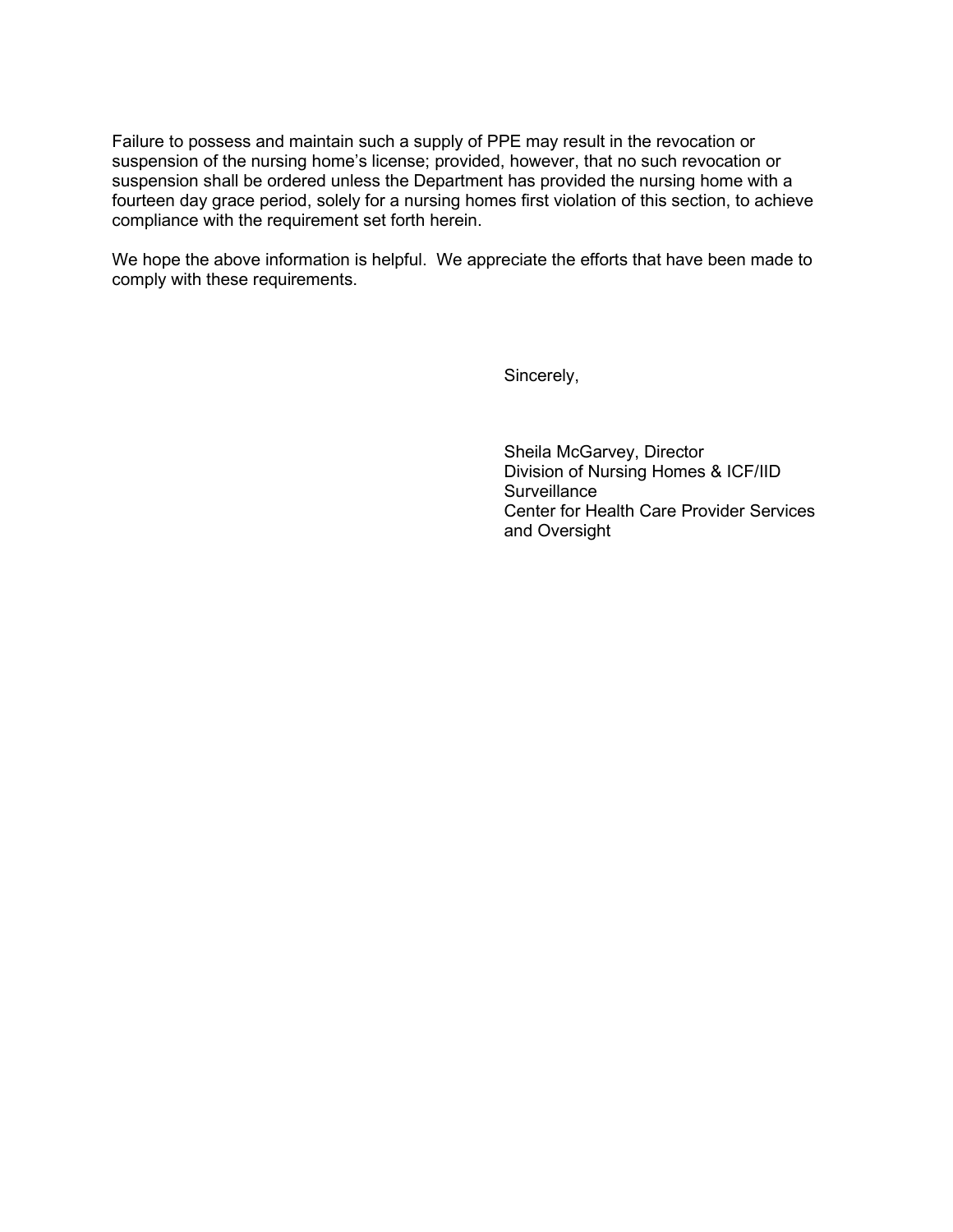Failure to possess and maintain such a supply of PPE may result in the revocation or suspension of the nursing home's license; provided, however, that no such revocation or suspension shall be ordered unless the Department has provided the nursing home with a fourteen day grace period, solely for a nursing homes first violation of this section, to achieve compliance with the requirement set forth herein.

We hope the above information is helpful. We appreciate the efforts that have been made to comply with these requirements.

Sincerely,

Sheila McGarvey, Director
Division of Nursing Homes & ICF/IID Surveillance
Center for Health Care Provider Services and Oversight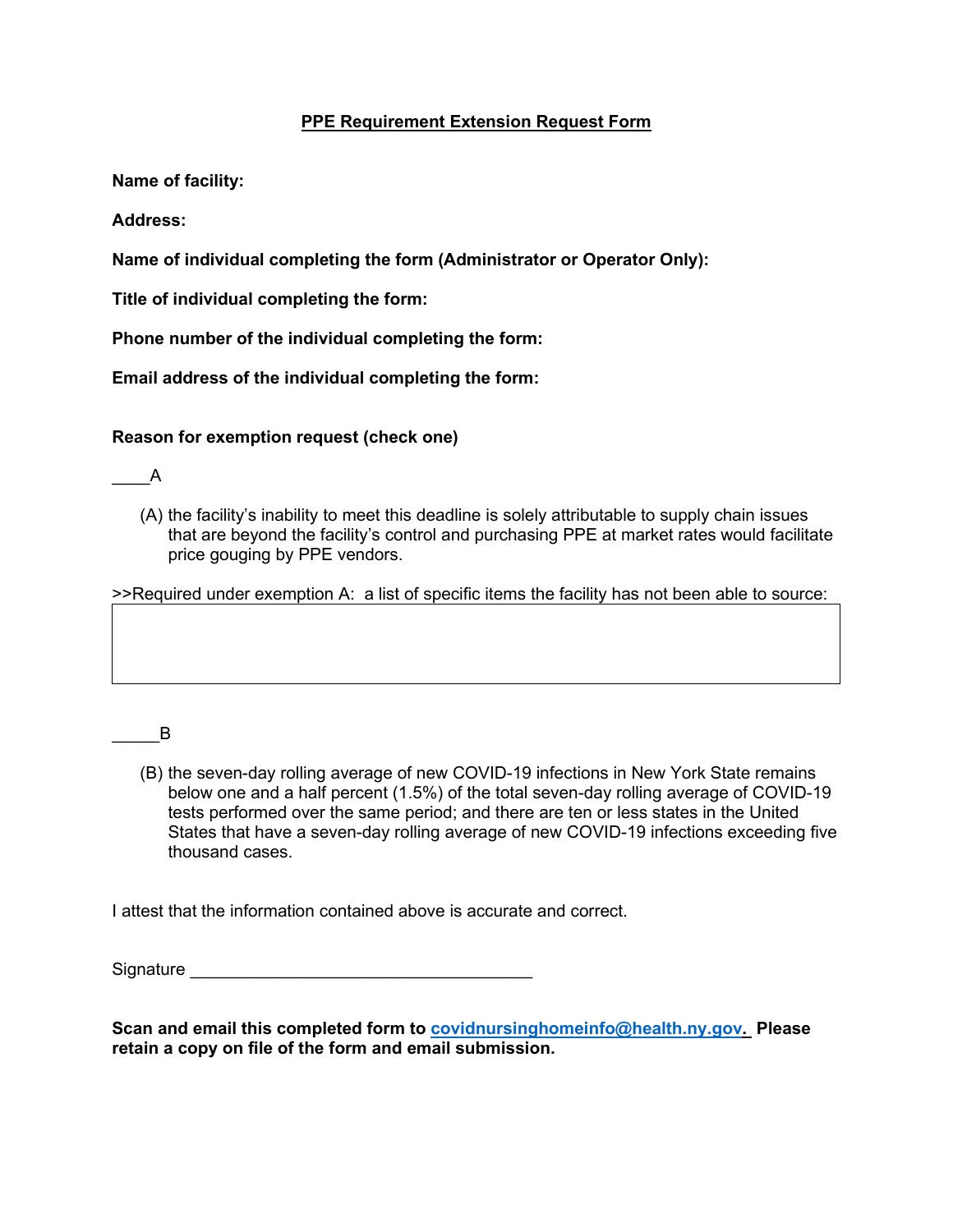## PPE Requirement Extension Request Form

**Name of facility:**

**Address:**

**Name of individual completing the form (Administrator or Operator Only):**

**Title of individual completing the form:**

**Phone number of the individual completing the form:**

**Email address of the individual completing the form:**

**Reason for exemption request (check one)**

____A

(A) the facility's inability to meet this deadline is solely attributable to supply chain issues that are beyond the facility's control and purchasing PPE at market rates would facilitate price gouging by PPE vendors.

>>Required under exemption A: a list of specific items the facility has not been able to source:

| |
|---|
| |

_____B

(B) the seven-day rolling average of new COVID-19 infections in New York State remains below one and a half percent (1.5%) of the total seven-day rolling average of COVID-19 tests performed over the same period; and there are ten or less states in the United States that have a seven-day rolling average of new COVID-19 infections exceeding five thousand cases.

I attest that the information contained above is accurate and correct.

Signature ____________________________________

**Scan and email this completed form to covidnursinghomeinfo@health.ny.gov. Please retain a copy on file of the form and email submission.**